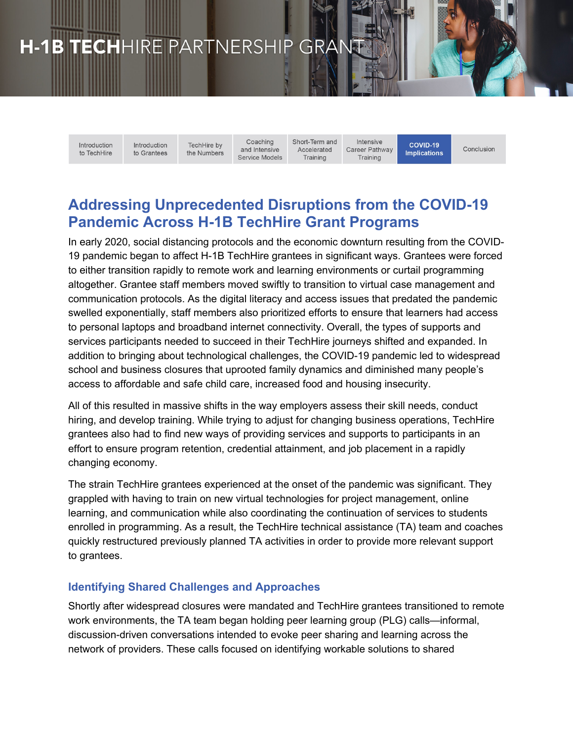# H-1B TECHHIRE PARTNERSHIP GRANT

| Introduction to TechHire | Introduction to Grantees | TechHire by the Numbers | Coaching and Intensive Service Models | Short-Term and Accelerated Training | Intensive Career Pathway Training | **COVID-19 Implications** | Conclusion |
|---|---|---|---|---|---|---|---|

## Addressing Unprecedented Disruptions from the COVID-19 Pandemic Across H-1B TechHire Grant Programs

In early 2020, social distancing protocols and the economic downturn resulting from the COVID-19 pandemic began to affect H-1B TechHire grantees in significant ways. Grantees were forced to either transition rapidly to remote work and learning environments or curtail programming altogether. Grantee staff members moved swiftly to transition to virtual case management and communication protocols. As the digital literacy and access issues that predated the pandemic swelled exponentially, staff members also prioritized efforts to ensure that learners had access to personal laptops and broadband internet connectivity. Overall, the types of supports and services participants needed to succeed in their TechHire journeys shifted and expanded. In addition to bringing about technological challenges, the COVID-19 pandemic led to widespread school and business closures that uprooted family dynamics and diminished many people's access to affordable and safe child care, increased food and housing insecurity.

All of this resulted in massive shifts in the way employers assess their skill needs, conduct hiring, and develop training. While trying to adjust for changing business operations, TechHire grantees also had to find new ways of providing services and supports to participants in an effort to ensure program retention, credential attainment, and job placement in a rapidly changing economy.

The strain TechHire grantees experienced at the onset of the pandemic was significant. They grappled with having to train on new virtual technologies for project management, online learning, and communication while also coordinating the continuation of services to students enrolled in programming. As a result, the TechHire technical assistance (TA) team and coaches quickly restructured previously planned TA activities in order to provide more relevant support to grantees.

### Identifying Shared Challenges and Approaches

Shortly after widespread closures were mandated and TechHire grantees transitioned to remote work environments, the TA team began holding peer learning group (PLG) calls—informal, discussion-driven conversations intended to evoke peer sharing and learning across the network of providers. These calls focused on identifying workable solutions to shared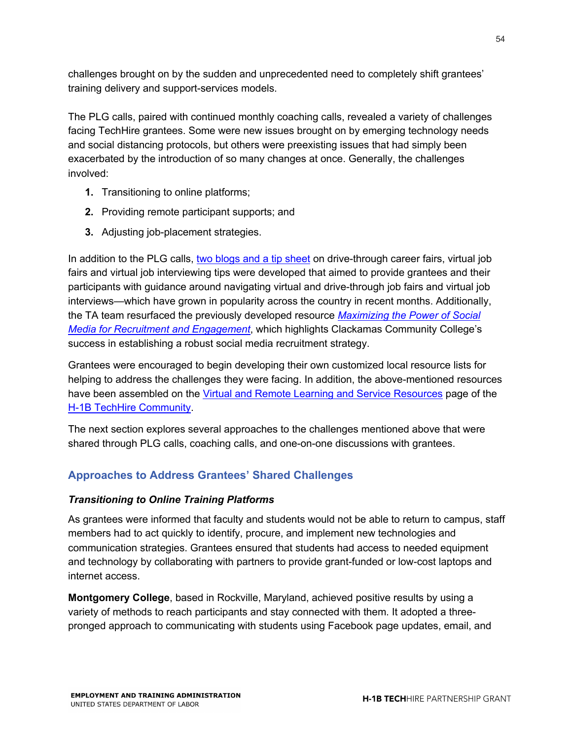challenges brought on by the sudden and unprecedented need to completely shift grantees' training delivery and support-services models.

The PLG calls, paired with continued monthly coaching calls, revealed a variety of challenges facing TechHire grantees. Some were new issues brought on by emerging technology needs and social distancing protocols, but others were preexisting issues that had simply been exacerbated by the introduction of so many changes at once. Generally, the challenges involved:

1. Transitioning to online platforms;
2. Providing remote participant supports; and
3. Adjusting job-placement strategies.

In addition to the PLG calls, two blogs and a tip sheet on drive-through career fairs, virtual job fairs and virtual job interviewing tips were developed that aimed to provide grantees and their participants with guidance around navigating virtual and drive-through job fairs and virtual job interviews—which have grown in popularity across the country in recent months. Additionally, the TA team resurfaced the previously developed resource *Maximizing the Power of Social Media for Recruitment and Engagement*, which highlights Clackamas Community College's success in establishing a robust social media recruitment strategy.

Grantees were encouraged to begin developing their own customized local resource lists for helping to address the challenges they were facing. In addition, the above-mentioned resources have been assembled on the Virtual and Remote Learning and Service Resources page of the H-1B TechHire Community.

The next section explores several approaches to the challenges mentioned above that were shared through PLG calls, coaching calls, and one-on-one discussions with grantees.

## Approaches to Address Grantees' Shared Challenges

### *Transitioning to Online Training Platforms*

As grantees were informed that faculty and students would not be able to return to campus, staff members had to act quickly to identify, procure, and implement new technologies and communication strategies. Grantees ensured that students had access to needed equipment and technology by collaborating with partners to provide grant-funded or low-cost laptops and internet access.

**Montgomery College**, based in Rockville, Maryland, achieved positive results by using a variety of methods to reach participants and stay connected with them. It adopted a three-pronged approach to communicating with students using Facebook page updates, email, and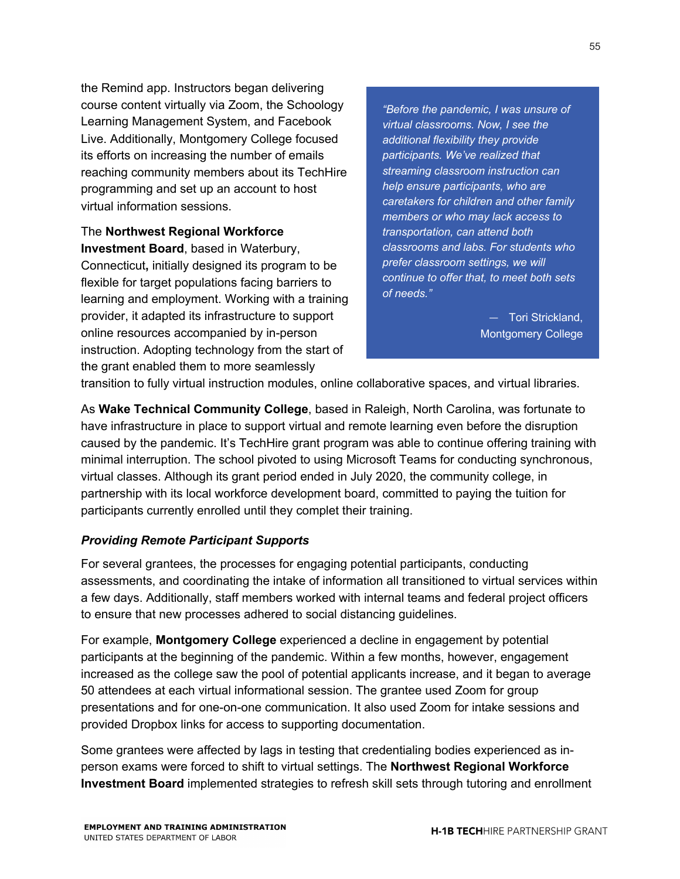the Remind app. Instructors began delivering course content virtually via Zoom, the Schoology Learning Management System, and Facebook Live. Additionally, Montgomery College focused its efforts on increasing the number of emails reaching community members about its TechHire programming and set up an account to host virtual information sessions.

> *"Before the pandemic, I was unsure of virtual classrooms. Now, I see the additional flexibility they provide participants. We've realized that streaming classroom instruction can help ensure participants, who are caretakers for children and other family members or who may lack access to transportation, can attend both classrooms and labs. For students who prefer classroom settings, we will continue to offer that, to meet both sets of needs."*
>
> — Tori Strickland, Montgomery College

The **Northwest Regional Workforce Investment Board**, based in Waterbury, Connecticut**,** initially designed its program to be flexible for target populations facing barriers to learning and employment. Working with a training provider, it adapted its infrastructure to support online resources accompanied by in-person instruction. Adopting technology from the start of the grant enabled them to more seamlessly transition to fully virtual instruction modules, online collaborative spaces, and virtual libraries.

As **Wake Technical Community College**, based in Raleigh, North Carolina, was fortunate to have infrastructure in place to support virtual and remote learning even before the disruption caused by the pandemic. It's TechHire grant program was able to continue offering training with minimal interruption. The school pivoted to using Microsoft Teams for conducting synchronous, virtual classes. Although its grant period ended in July 2020, the community college, in partnership with its local workforce development board, committed to paying the tuition for participants currently enrolled until they complet their training.

### *Providing Remote Participant Supports*

For several grantees, the processes for engaging potential participants, conducting assessments, and coordinating the intake of information all transitioned to virtual services within a few days. Additionally, staff members worked with internal teams and federal project officers to ensure that new processes adhered to social distancing guidelines.

For example, **Montgomery College** experienced a decline in engagement by potential participants at the beginning of the pandemic. Within a few months, however, engagement increased as the college saw the pool of potential applicants increase, and it began to average 50 attendees at each virtual informational session. The grantee used Zoom for group presentations and for one-on-one communication. It also used Zoom for intake sessions and provided Dropbox links for access to supporting documentation.

Some grantees were affected by lags in testing that credentialing bodies experienced as in-person exams were forced to shift to virtual settings. The **Northwest Regional Workforce Investment Board** implemented strategies to refresh skill sets through tutoring and enrollment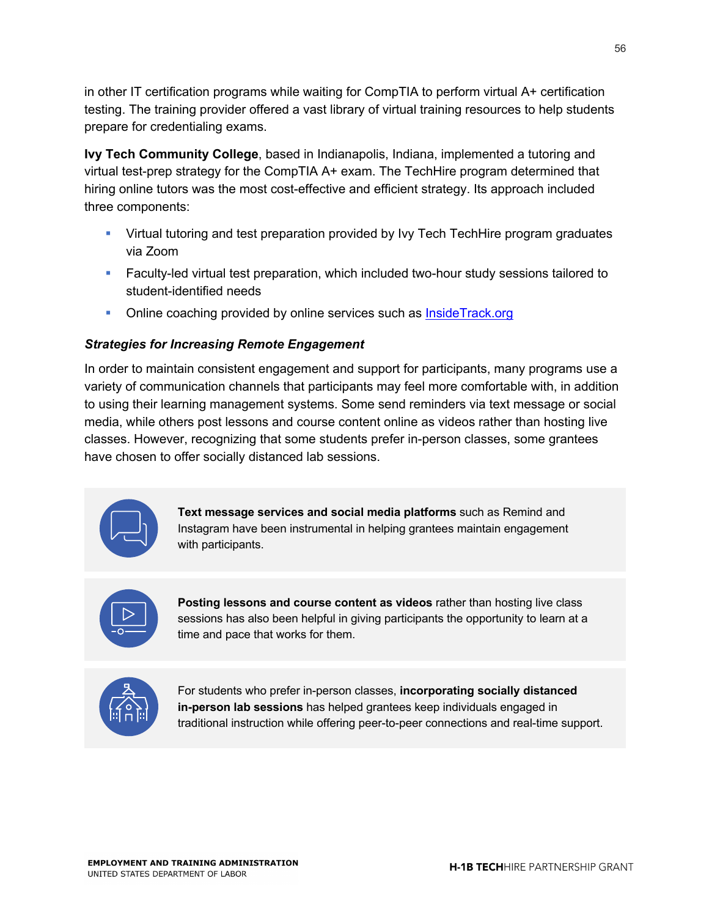in other IT certification programs while waiting for CompTIA to perform virtual A+ certification testing. The training provider offered a vast library of virtual training resources to help students prepare for credentialing exams.

**Ivy Tech Community College**, based in Indianapolis, Indiana, implemented a tutoring and virtual test-prep strategy for the CompTIA A+ exam. The TechHire program determined that hiring online tutors was the most cost-effective and efficient strategy. Its approach included three components:

- Virtual tutoring and test preparation provided by Ivy Tech TechHire program graduates via Zoom
- Faculty-led virtual test preparation, which included two-hour study sessions tailored to student-identified needs
- Online coaching provided by online services such as [InsideTrack.org](InsideTrack.org)

***Strategies for Increasing Remote Engagement***

In order to maintain consistent engagement and support for participants, many programs use a variety of communication channels that participants may feel more comfortable with, in addition to using their learning management systems. Some send reminders via text message or social media, while others post lessons and course content online as videos rather than hosting live classes. However, recognizing that some students prefer in-person classes, some grantees have chosen to offer socially distanced lab sessions.

**Text message services and social media platforms** such as Remind and Instagram have been instrumental in helping grantees maintain engagement with participants.

**Posting lessons and course content as videos** rather than hosting live class sessions has also been helpful in giving participants the opportunity to learn at a time and pace that works for them.

For students who prefer in-person classes, **incorporating socially distanced in-person lab sessions** has helped grantees keep individuals engaged in traditional instruction while offering peer-to-peer connections and real-time support.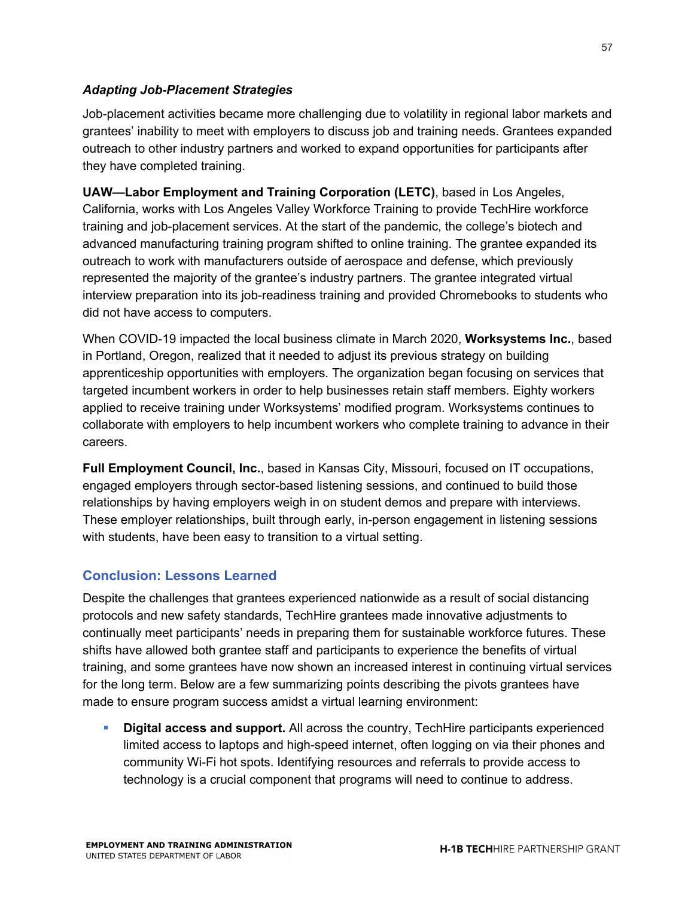### *Adapting Job-Placement Strategies*

Job-placement activities became more challenging due to volatility in regional labor markets and grantees' inability to meet with employers to discuss job and training needs. Grantees expanded outreach to other industry partners and worked to expand opportunities for participants after they have completed training.

**UAW—Labor Employment and Training Corporation (LETC)**, based in Los Angeles, California, works with Los Angeles Valley Workforce Training to provide TechHire workforce training and job-placement services. At the start of the pandemic, the college's biotech and advanced manufacturing training program shifted to online training. The grantee expanded its outreach to work with manufacturers outside of aerospace and defense, which previously represented the majority of the grantee's industry partners. The grantee integrated virtual interview preparation into its job-readiness training and provided Chromebooks to students who did not have access to computers.

When COVID-19 impacted the local business climate in March 2020, **Worksystems Inc.**, based in Portland, Oregon, realized that it needed to adjust its previous strategy on building apprenticeship opportunities with employers. The organization began focusing on services that targeted incumbent workers in order to help businesses retain staff members. Eighty workers applied to receive training under Worksystems' modified program. Worksystems continues to collaborate with employers to help incumbent workers who complete training to advance in their careers.

**Full Employment Council, Inc.**, based in Kansas City, Missouri, focused on IT occupations, engaged employers through sector-based listening sessions, and continued to build those relationships by having employers weigh in on student demos and prepare with interviews. These employer relationships, built through early, in-person engagement in listening sessions with students, have been easy to transition to a virtual setting.

## Conclusion: Lessons Learned

Despite the challenges that grantees experienced nationwide as a result of social distancing protocols and new safety standards, TechHire grantees made innovative adjustments to continually meet participants' needs in preparing them for sustainable workforce futures. These shifts have allowed both grantee staff and participants to experience the benefits of virtual training, and some grantees have now shown an increased interest in continuing virtual services for the long term. Below are a few summarizing points describing the pivots grantees have made to ensure program success amidst a virtual learning environment:

- **Digital access and support.** All across the country, TechHire participants experienced limited access to laptops and high-speed internet, often logging on via their phones and community Wi-Fi hot spots. Identifying resources and referrals to provide access to technology is a crucial component that programs will need to continue to address.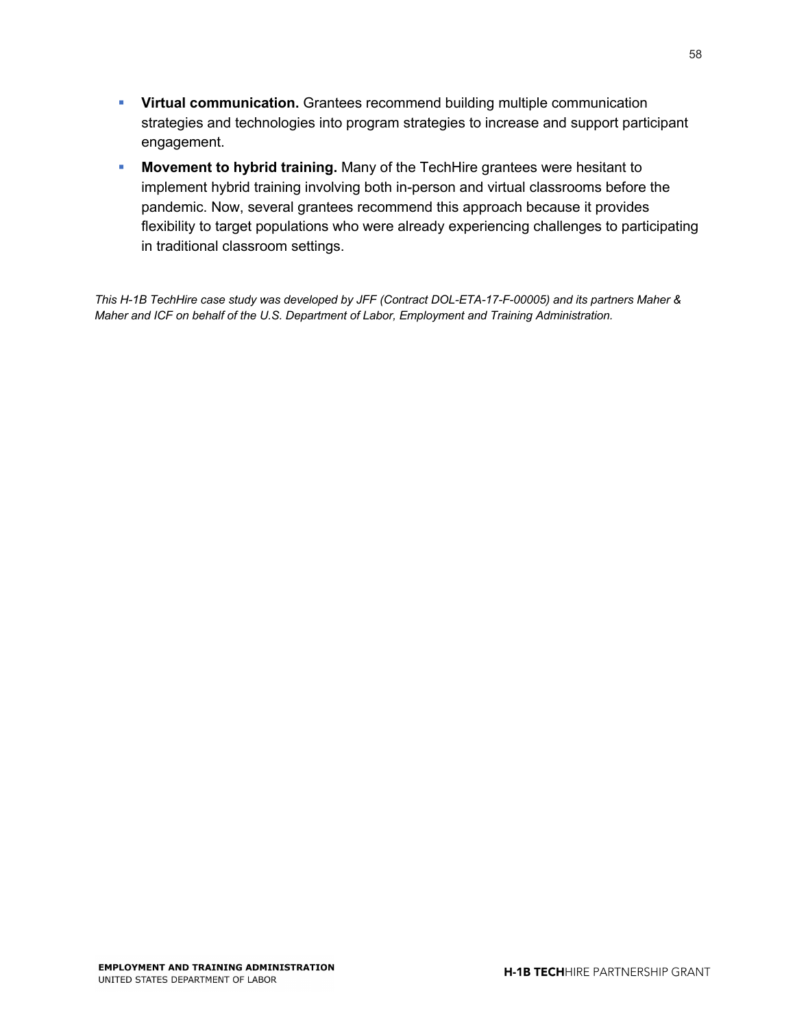- **Virtual communication.** Grantees recommend building multiple communication strategies and technologies into program strategies to increase and support participant engagement.
- **Movement to hybrid training.** Many of the TechHire grantees were hesitant to implement hybrid training involving both in-person and virtual classrooms before the pandemic. Now, several grantees recommend this approach because it provides flexibility to target populations who were already experiencing challenges to participating in traditional classroom settings.

*This H-1B TechHire case study was developed by JFF (Contract DOL-ETA-17-F-00005) and its partners Maher & Maher and ICF on behalf of the U.S. Department of Labor, Employment and Training Administration.*